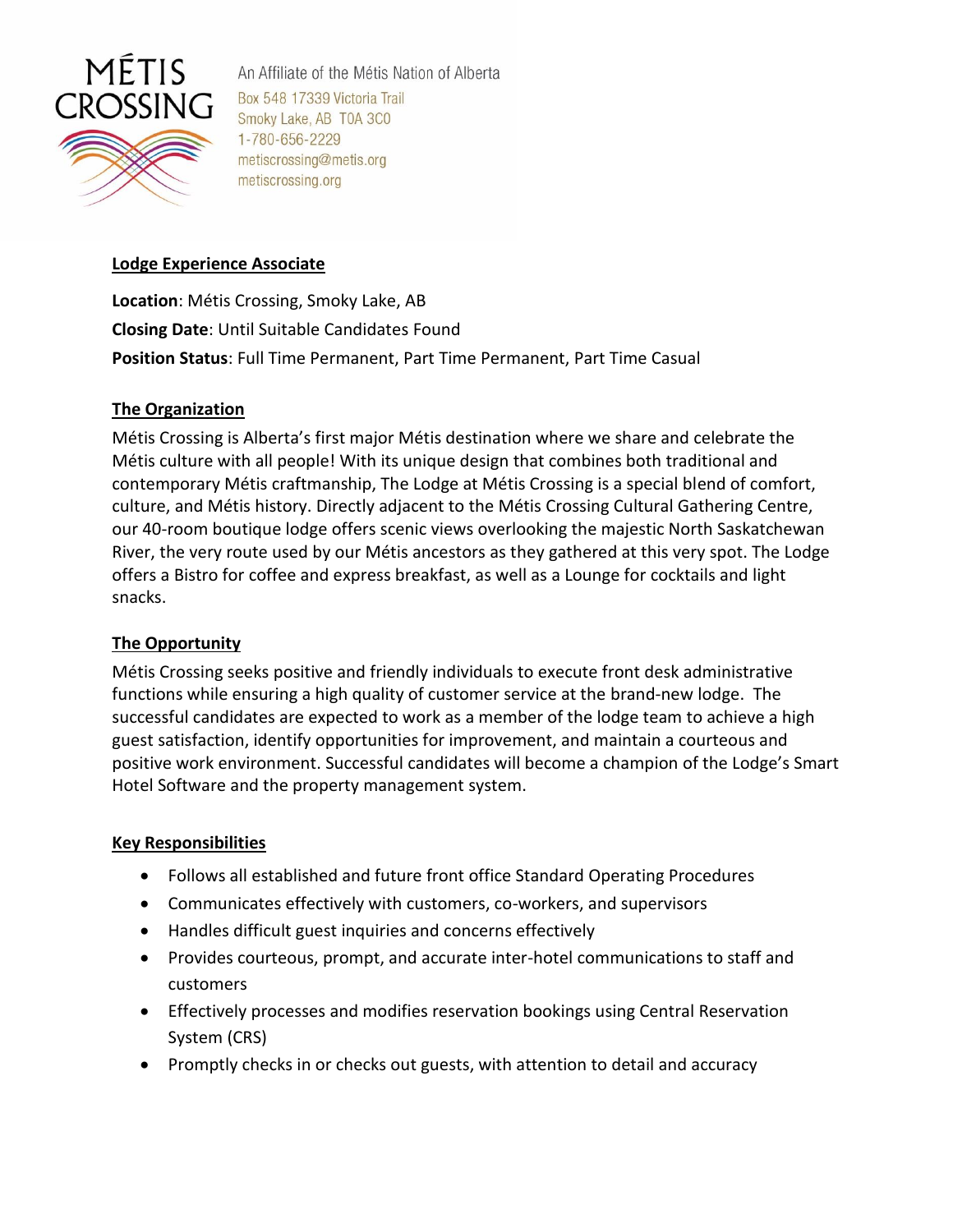MÉTIS CROSSING

An Affiliate of the Métis Nation of Alberta
Box 548 17339 Victoria Trail
Smoky Lake, AB T0A 3C0
1-780-656-2229
metiscrossing@metis.org
metiscrossing.org

## Lodge Experience Associate

**Location**: Métis Crossing, Smoky Lake, AB
**Closing Date**: Until Suitable Candidates Found
**Position Status**: Full Time Permanent, Part Time Permanent, Part Time Casual

### The Organization

Métis Crossing is Alberta's first major Métis destination where we share and celebrate the Métis culture with all people! With its unique design that combines both traditional and contemporary Métis craftmanship, The Lodge at Métis Crossing is a special blend of comfort, culture, and Métis history. Directly adjacent to the Métis Crossing Cultural Gathering Centre, our 40-room boutique lodge offers scenic views overlooking the majestic North Saskatchewan River, the very route used by our Métis ancestors as they gathered at this very spot. The Lodge offers a Bistro for coffee and express breakfast, as well as a Lounge for cocktails and light snacks.

### The Opportunity

Métis Crossing seeks positive and friendly individuals to execute front desk administrative functions while ensuring a high quality of customer service at the brand-new lodge. The successful candidates are expected to work as a member of the lodge team to achieve a high guest satisfaction, identify opportunities for improvement, and maintain a courteous and positive work environment. Successful candidates will become a champion of the Lodge's Smart Hotel Software and the property management system.

### Key Responsibilities

- Follows all established and future front office Standard Operating Procedures
- Communicates effectively with customers, co-workers, and supervisors
- Handles difficult guest inquiries and concerns effectively
- Provides courteous, prompt, and accurate inter-hotel communications to staff and customers
- Effectively processes and modifies reservation bookings using Central Reservation System (CRS)
- Promptly checks in or checks out guests, with attention to detail and accuracy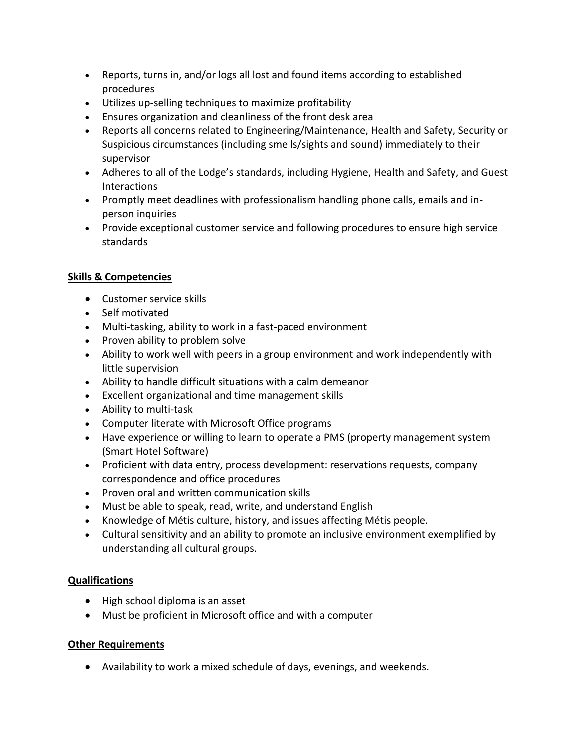- Reports, turns in, and/or logs all lost and found items according to established procedures
- Utilizes up-selling techniques to maximize profitability
- Ensures organization and cleanliness of the front desk area
- Reports all concerns related to Engineering/Maintenance, Health and Safety, Security or Suspicious circumstances (including smells/sights and sound) immediately to their supervisor
- Adheres to all of the Lodge's standards, including Hygiene, Health and Safety, and Guest Interactions
- Promptly meet deadlines with professionalism handling phone calls, emails and in-person inquiries
- Provide exceptional customer service and following procedures to ensure high service standards

**Skills & Competencies**

- Customer service skills
- Self motivated
- Multi-tasking, ability to work in a fast-paced environment
- Proven ability to problem solve
- Ability to work well with peers in a group environment and work independently with little supervision
- Ability to handle difficult situations with a calm demeanor
- Excellent organizational and time management skills
- Ability to multi-task
- Computer literate with Microsoft Office programs
- Have experience or willing to learn to operate a PMS (property management system (Smart Hotel Software)
- Proficient with data entry, process development: reservations requests, company correspondence and office procedures
- Proven oral and written communication skills
- Must be able to speak, read, write, and understand English
- Knowledge of Métis culture, history, and issues affecting Métis people.
- Cultural sensitivity and an ability to promote an inclusive environment exemplified by understanding all cultural groups.

**Qualifications**

- High school diploma is an asset
- Must be proficient in Microsoft office and with a computer

**Other Requirements**

- Availability to work a mixed schedule of days, evenings, and weekends.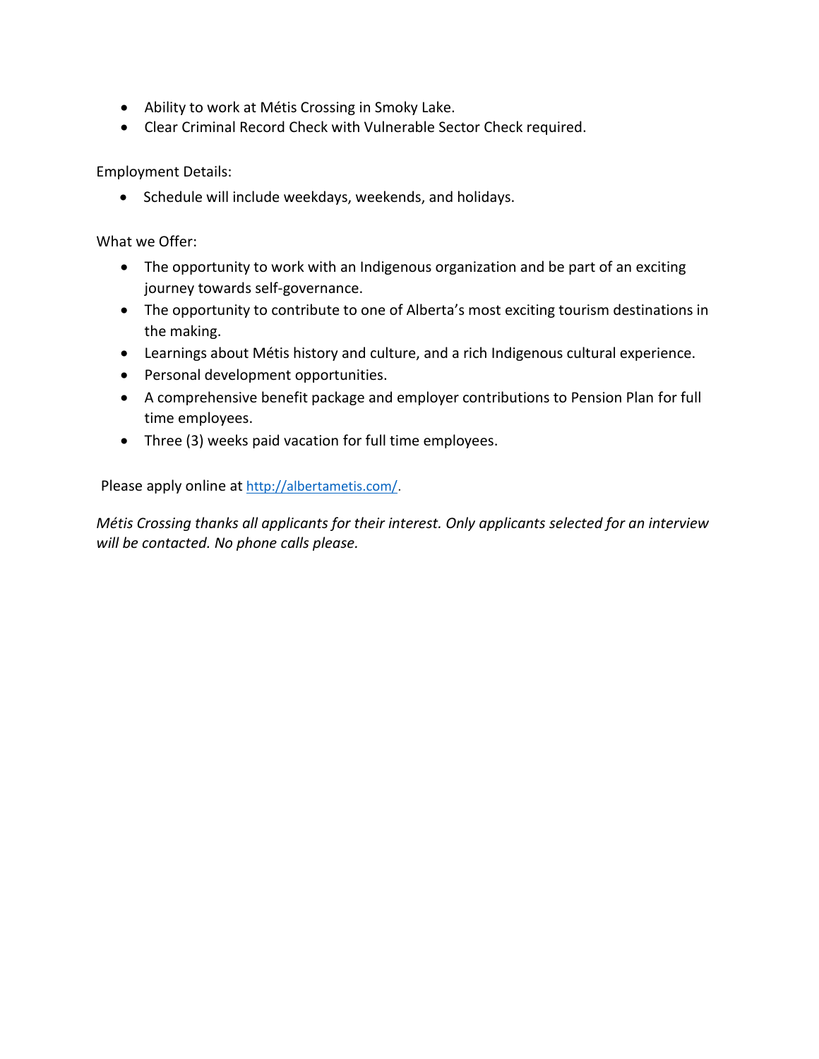- Ability to work at Métis Crossing in Smoky Lake.
- Clear Criminal Record Check with Vulnerable Sector Check required.

Employment Details:

- Schedule will include weekdays, weekends, and holidays.

What we Offer:

- The opportunity to work with an Indigenous organization and be part of an exciting journey towards self-governance.
- The opportunity to contribute to one of Alberta's most exciting tourism destinations in the making.
- Learnings about Métis history and culture, and a rich Indigenous cultural experience.
- Personal development opportunities.
- A comprehensive benefit package and employer contributions to Pension Plan for full time employees.
- Three (3) weeks paid vacation for full time employees.

Please apply online at [http://albertametis.com/](http://albertametis.com/).

*Métis Crossing thanks all applicants for their interest. Only applicants selected for an interview will be contacted. No phone calls please.*